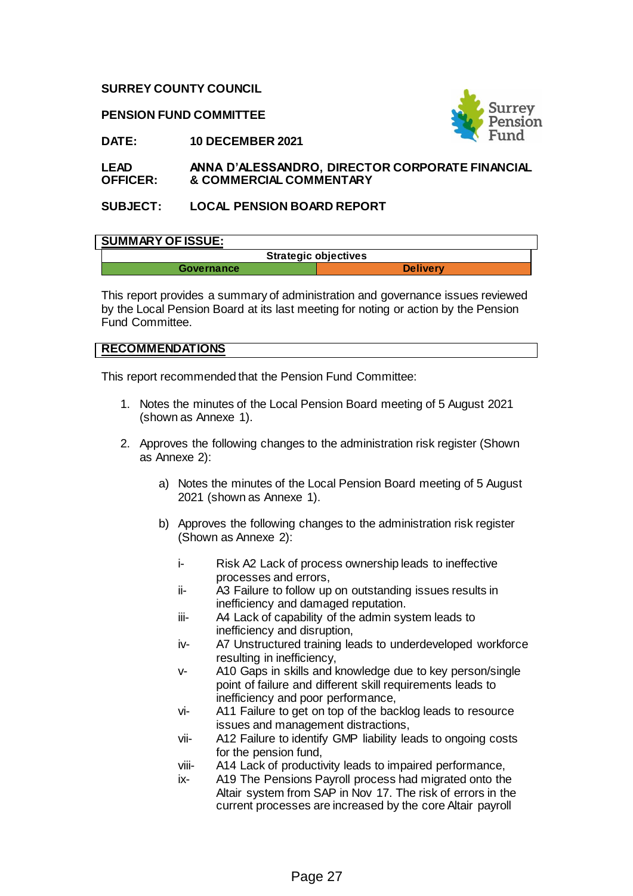**SURREY COUNTY COUNCIL**

**PENSION FUND COMMITTEE**

**DATE:** **10 DECEMBER 2021**

**LEAD OFFICER:** **ANNA D'ALESSANDRO, DIRECTOR CORPORATE FINANCIAL & COMMERCIAL COMMENTARY**

**SUBJECT:** **LOCAL PENSION BOARD REPORT**

## SUMMARY OF ISSUE:

| Strategic objectives | |
|---|---|
| Governance | Delivery |

This report provides a summary of administration and governance issues reviewed by the Local Pension Board at its last meeting for noting or action by the Pension Fund Committee.

## RECOMMENDATIONS

This report recommended that the Pension Fund Committee:

1. Notes the minutes of the Local Pension Board meeting of 5 August 2021 (shown as Annexe 1).

2. Approves the following changes to the administration risk register (Shown as Annexe 2):

    a) Notes the minutes of the Local Pension Board meeting of 5 August 2021 (shown as Annexe 1).

    b) Approves the following changes to the administration risk register (Shown as Annexe 2):

        i- Risk A2 Lack of process ownership leads to ineffective processes and errors,
        ii- A3 Failure to follow up on outstanding issues results in inefficiency and damaged reputation.
        iii- A4 Lack of capability of the admin system leads to inefficiency and disruption,
        iv- A7 Unstructured training leads to underdeveloped workforce resulting in inefficiency,
        v- A10 Gaps in skills and knowledge due to key person/single point of failure and different skill requirements leads to inefficiency and poor performance,
        vi- A11 Failure to get on top of the backlog leads to resource issues and management distractions,
        vii- A12 Failure to identify GMP liability leads to ongoing costs for the pension fund,
        viii- A14 Lack of productivity leads to impaired performance,
        ix- A19 The Pensions Payroll process had migrated onto the Altair system from SAP in Nov 17. The risk of errors in the current processes are increased by the core Altair payroll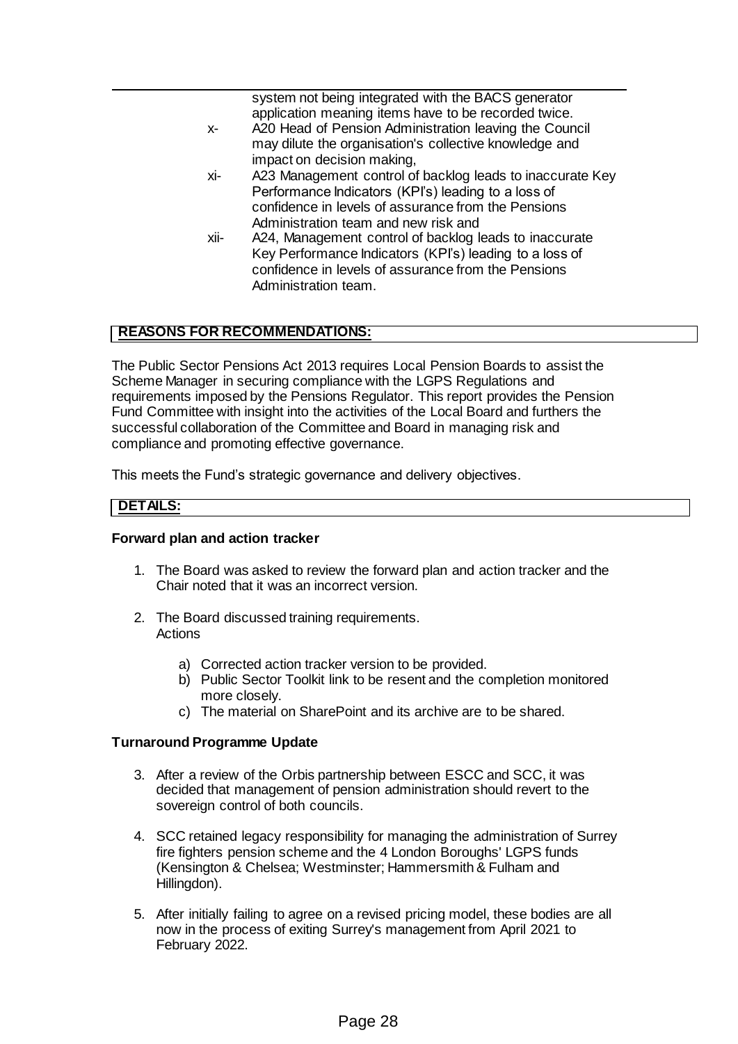system not being integrated with the BACS generator application meaning items have to be recorded twice.

x- A20 Head of Pension Administration leaving the Council may dilute the organisation's collective knowledge and impact on decision making,

xi- A23 Management control of backlog leads to inaccurate Key Performance Indicators (KPI's) leading to a loss of confidence in levels of assurance from the Pensions Administration team and new risk and

xii- A24, Management control of backlog leads to inaccurate Key Performance Indicators (KPI's) leading to a loss of confidence in levels of assurance from the Pensions Administration team.

## REASONS FOR RECOMMENDATIONS:

The Public Sector Pensions Act 2013 requires Local Pension Boards to assist the Scheme Manager in securing compliance with the LGPS Regulations and requirements imposed by the Pensions Regulator. This report provides the Pension Fund Committee with insight into the activities of the Local Board and furthers the successful collaboration of the Committee and Board in managing risk and compliance and promoting effective governance.

This meets the Fund's strategic governance and delivery objectives.

## DETAILS:

**Forward plan and action tracker**

1. The Board was asked to review the forward plan and action tracker and the Chair noted that it was an incorrect version.
2. The Board discussed training requirements.
   Actions
   a) Corrected action tracker version to be provided.
   b) Public Sector Toolkit link to be resent and the completion monitored more closely.
   c) The material on SharePoint and its archive are to be shared.

**Turnaround Programme Update**

3. After a review of the Orbis partnership between ESCC and SCC, it was decided that management of pension administration should revert to the sovereign control of both councils.
4. SCC retained legacy responsibility for managing the administration of Surrey fire fighters pension scheme and the 4 London Boroughs' LGPS funds (Kensington & Chelsea; Westminster; Hammersmith & Fulham and Hillingdon).
5. After initially failing to agree on a revised pricing model, these bodies are all now in the process of exiting Surrey's management from April 2021 to February 2022.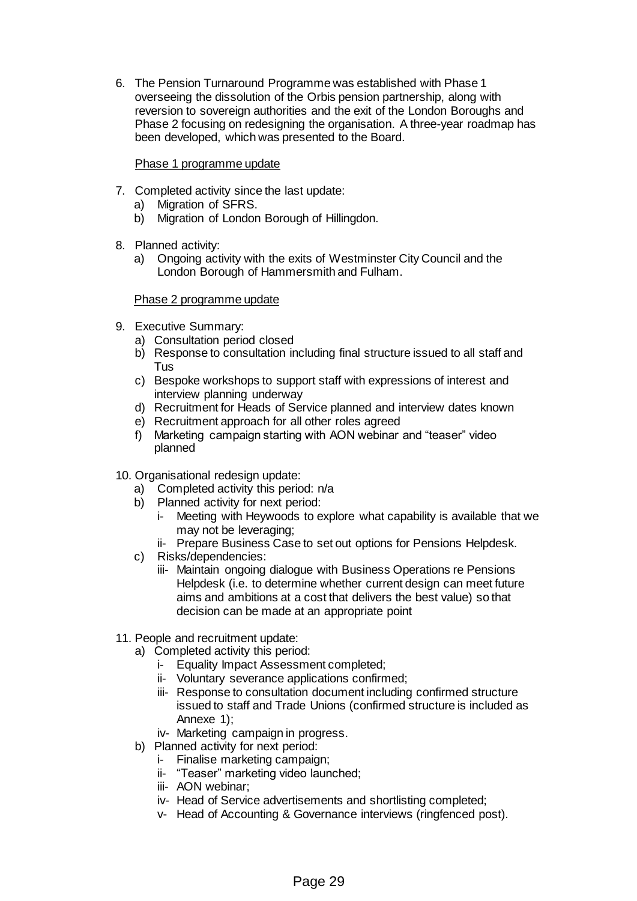6. The Pension Turnaround Programme was established with Phase 1 overseeing the dissolution of the Orbis pension partnership, along with reversion to sovereign authorities and the exit of the London Boroughs and Phase 2 focusing on redesigning the organisation. A three-year roadmap has been developed, which was presented to the Board.

<u>Phase 1 programme update</u>

7. Completed activity since the last update:
   a) Migration of SFRS.
   b) Migration of London Borough of Hillingdon.

8. Planned activity:
   a) Ongoing activity with the exits of Westminster City Council and the London Borough of Hammersmith and Fulham.

<u>Phase 2 programme update</u>

9. Executive Summary:
   a) Consultation period closed
   b) Response to consultation including final structure issued to all staff and Tus
   c) Bespoke workshops to support staff with expressions of interest and interview planning underway
   d) Recruitment for Heads of Service planned and interview dates known
   e) Recruitment approach for all other roles agreed
   f) Marketing campaign starting with AON webinar and "teaser" video planned

10. Organisational redesign update:
    a) Completed activity this period: n/a
    b) Planned activity for next period:
       i- Meeting with Heywoods to explore what capability is available that we may not be leveraging;
       ii- Prepare Business Case to set out options for Pensions Helpdesk.
    c) Risks/dependencies:
       iii- Maintain ongoing dialogue with Business Operations re Pensions Helpdesk (i.e. to determine whether current design can meet future aims and ambitions at a cost that delivers the best value) so that decision can be made at an appropriate point

11. People and recruitment update:
    a) Completed activity this period:
       i- Equality Impact Assessment completed;
       ii- Voluntary severance applications confirmed;
       iii- Response to consultation document including confirmed structure issued to staff and Trade Unions (confirmed structure is included as Annexe 1);
       iv- Marketing campaign in progress.
    b) Planned activity for next period:
       i- Finalise marketing campaign;
       ii- "Teaser" marketing video launched;
       iii- AON webinar;
       iv- Head of Service advertisements and shortlisting completed;
       v- Head of Accounting & Governance interviews (ringfenced post).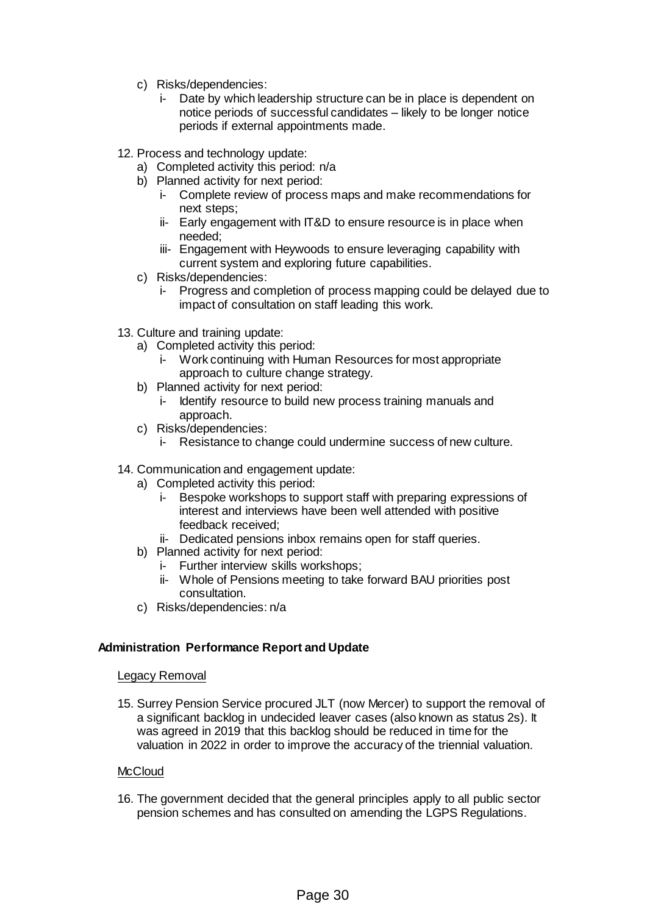c) Risks/dependencies:
    i- Date by which leadership structure can be in place is dependent on notice periods of successful candidates – likely to be longer notice periods if external appointments made.

12. Process and technology update:
    a) Completed activity this period: n/a
    b) Planned activity for next period:
        i- Complete review of process maps and make recommendations for next steps;
        ii- Early engagement with IT&D to ensure resource is in place when needed;
        iii- Engagement with Heywoods to ensure leveraging capability with current system and exploring future capabilities.
    c) Risks/dependencies:
        i- Progress and completion of process mapping could be delayed due to impact of consultation on staff leading this work.

13. Culture and training update:
    a) Completed activity this period:
        i- Work continuing with Human Resources for most appropriate approach to culture change strategy.
    b) Planned activity for next period:
        i- Identify resource to build new process training manuals and approach.
    c) Risks/dependencies:
        i- Resistance to change could undermine success of new culture.

14. Communication and engagement update:
    a) Completed activity this period:
        i- Bespoke workshops to support staff with preparing expressions of interest and interviews have been well attended with positive feedback received;
        ii- Dedicated pensions inbox remains open for staff queries.
    b) Planned activity for next period:
        i- Further interview skills workshops;
        ii- Whole of Pensions meeting to take forward BAU priorities post consultation.
    c) Risks/dependencies: n/a

**Administration Performance Report and Update**

Legacy Removal

15. Surrey Pension Service procured JLT (now Mercer) to support the removal of a significant backlog in undecided leaver cases (also known as status 2s). It was agreed in 2019 that this backlog should be reduced in time for the valuation in 2022 in order to improve the accuracy of the triennial valuation.

McCloud

16. The government decided that the general principles apply to all public sector pension schemes and has consulted on amending the LGPS Regulations.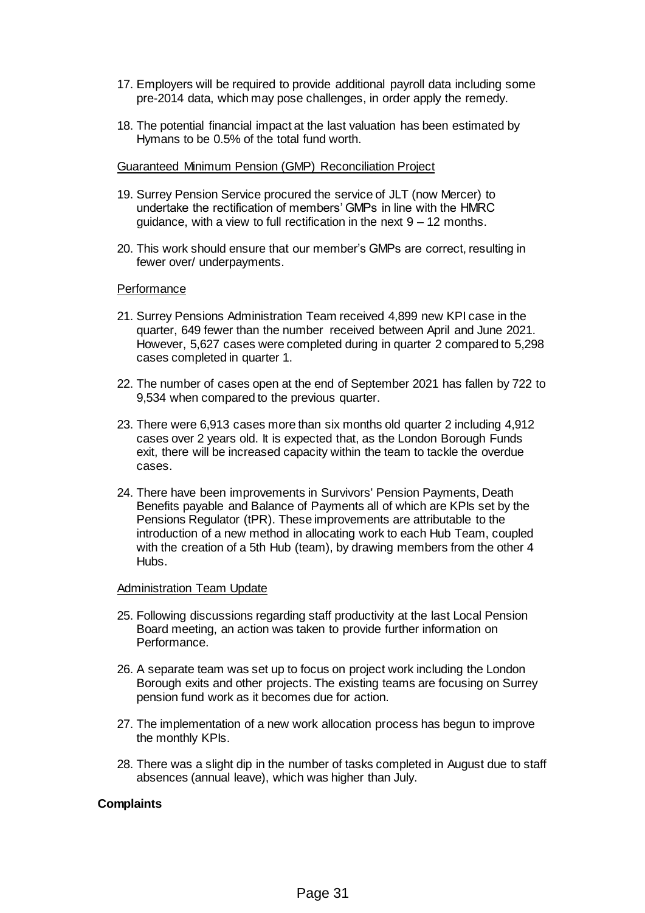17. Employers will be required to provide additional payroll data including some pre-2014 data, which may pose challenges, in order apply the remedy.

18. The potential financial impact at the last valuation has been estimated by Hymans to be 0.5% of the total fund worth.

Guaranteed Minimum Pension (GMP) Reconciliation Project

19. Surrey Pension Service procured the service of JLT (now Mercer) to undertake the rectification of members' GMPs in line with the HMRC guidance, with a view to full rectification in the next 9 – 12 months.

20. This work should ensure that our member's GMPs are correct, resulting in fewer over/ underpayments.

Performance

21. Surrey Pensions Administration Team received 4,899 new KPI case in the quarter, 649 fewer than the number received between April and June 2021. However, 5,627 cases were completed during in quarter 2 compared to 5,298 cases completed in quarter 1.

22. The number of cases open at the end of September 2021 has fallen by 722 to 9,534 when compared to the previous quarter.

23. There were 6,913 cases more than six months old quarter 2 including 4,912 cases over 2 years old. It is expected that, as the London Borough Funds exit, there will be increased capacity within the team to tackle the overdue cases.

24. There have been improvements in Survivors' Pension Payments, Death Benefits payable and Balance of Payments all of which are KPIs set by the Pensions Regulator (tPR). These improvements are attributable to the introduction of a new method in allocating work to each Hub Team, coupled with the creation of a 5th Hub (team), by drawing members from the other 4 Hubs.

Administration Team Update

25. Following discussions regarding staff productivity at the last Local Pension Board meeting, an action was taken to provide further information on Performance.

26. A separate team was set up to focus on project work including the London Borough exits and other projects. The existing teams are focusing on Surrey pension fund work as it becomes due for action.

27. The implementation of a new work allocation process has begun to improve the monthly KPIs.

28. There was a slight dip in the number of tasks completed in August due to staff absences (annual leave), which was higher than July.

**Complaints**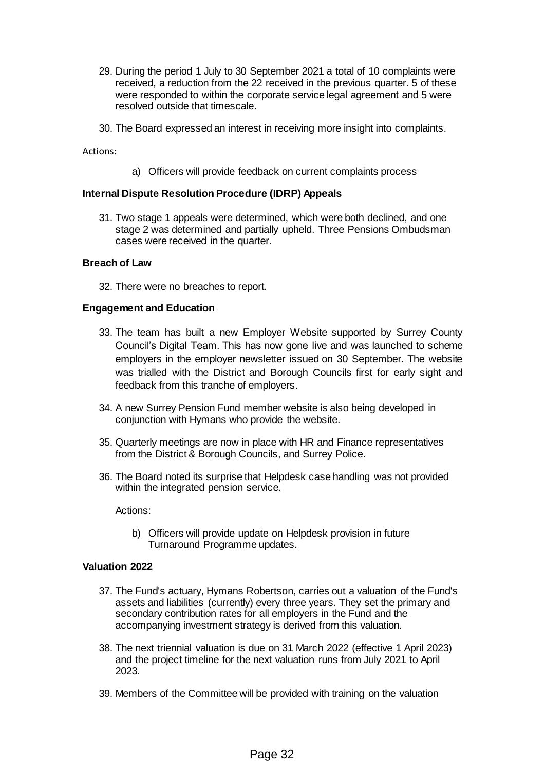29. During the period 1 July to 30 September 2021 a total of 10 complaints were received, a reduction from the 22 received in the previous quarter. 5 of these were responded to within the corporate service legal agreement and 5 were resolved outside that timescale.

30. The Board expressed an interest in receiving more insight into complaints.

Actions:

a) Officers will provide feedback on current complaints process

**Internal Dispute Resolution Procedure (IDRP) Appeals**

31. Two stage 1 appeals were determined, which were both declined, and one stage 2 was determined and partially upheld. Three Pensions Ombudsman cases were received in the quarter.

**Breach of Law**

32. There were no breaches to report.

**Engagement and Education**

33. The team has built a new Employer Website supported by Surrey County Council's Digital Team. This has now gone live and was launched to scheme employers in the employer newsletter issued on 30 September. The website was trialled with the District and Borough Councils first for early sight and feedback from this tranche of employers.

34. A new Surrey Pension Fund member website is also being developed in conjunction with Hymans who provide the website.

35. Quarterly meetings are now in place with HR and Finance representatives from the District & Borough Councils, and Surrey Police.

36. The Board noted its surprise that Helpdesk case handling was not provided within the integrated pension service.

    Actions:

    b) Officers will provide update on Helpdesk provision in future Turnaround Programme updates.

**Valuation 2022**

37. The Fund's actuary, Hymans Robertson, carries out a valuation of the Fund's assets and liabilities (currently) every three years. They set the primary and secondary contribution rates for all employers in the Fund and the accompanying investment strategy is derived from this valuation.

38. The next triennial valuation is due on 31 March 2022 (effective 1 April 2023) and the project timeline for the next valuation runs from July 2021 to April 2023.

39. Members of the Committee will be provided with training on the valuation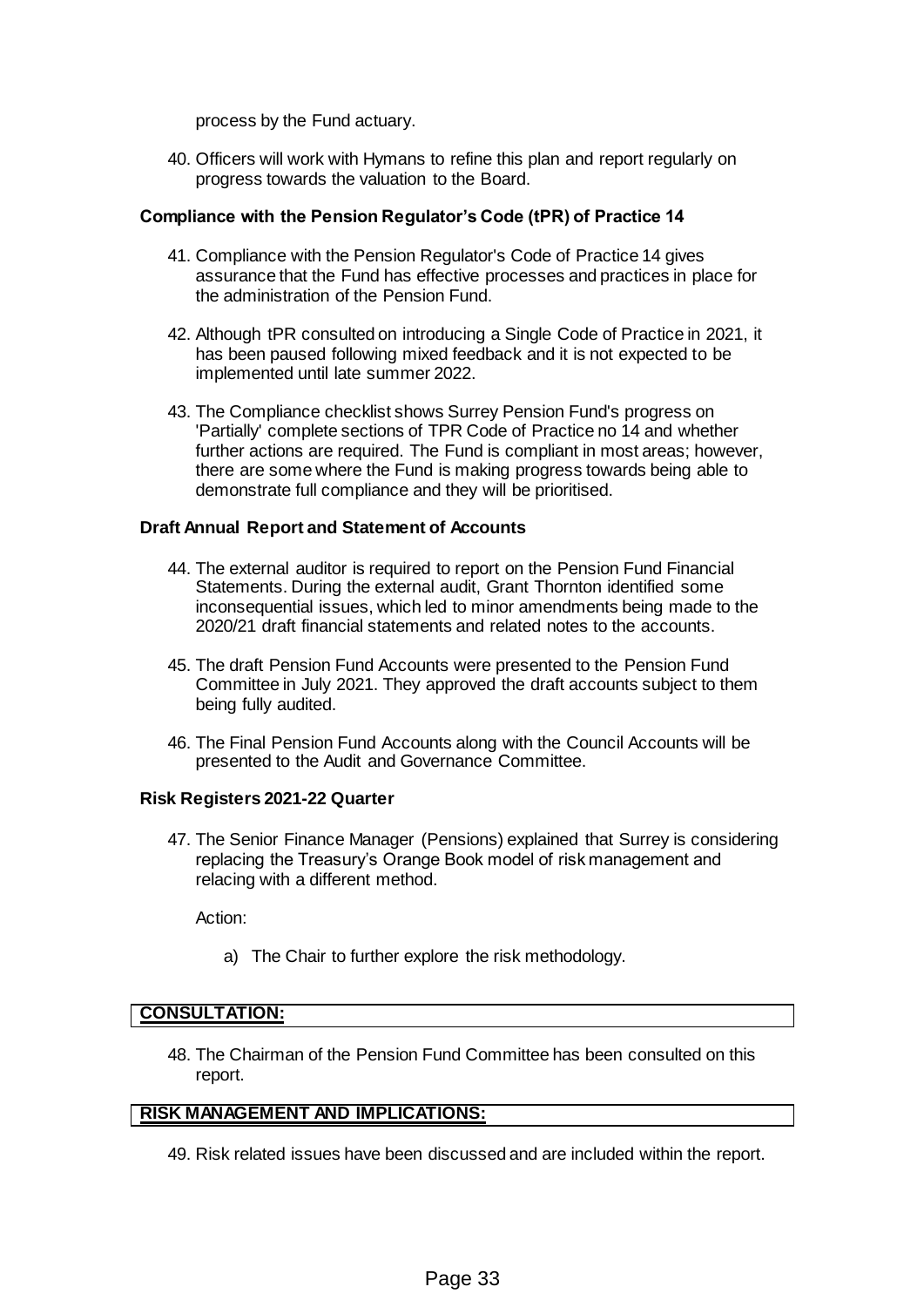process by the Fund actuary.

40. Officers will work with Hymans to refine this plan and report regularly on progress towards the valuation to the Board.

**Compliance with the Pension Regulator's Code (tPR) of Practice 14**

41. Compliance with the Pension Regulator's Code of Practice 14 gives assurance that the Fund has effective processes and practices in place for the administration of the Pension Fund.

42. Although tPR consulted on introducing a Single Code of Practice in 2021, it has been paused following mixed feedback and it is not expected to be implemented until late summer 2022.

43. The Compliance checklist shows Surrey Pension Fund's progress on 'Partially' complete sections of TPR Code of Practice no 14 and whether further actions are required. The Fund is compliant in most areas; however, there are some where the Fund is making progress towards being able to demonstrate full compliance and they will be prioritised.

**Draft Annual Report and Statement of Accounts**

44. The external auditor is required to report on the Pension Fund Financial Statements. During the external audit, Grant Thornton identified some inconsequential issues, which led to minor amendments being made to the 2020/21 draft financial statements and related notes to the accounts.

45. The draft Pension Fund Accounts were presented to the Pension Fund Committee in July 2021. They approved the draft accounts subject to them being fully audited.

46. The Final Pension Fund Accounts along with the Council Accounts will be presented to the Audit and Governance Committee.

**Risk Registers 2021-22 Quarter**

47. The Senior Finance Manager (Pensions) explained that Surrey is considering replacing the Treasury's Orange Book model of risk management and relacing with a different method.

    Action:

    a) The Chair to further explore the risk methodology.

## CONSULTATION:

48. The Chairman of the Pension Fund Committee has been consulted on this report.

## RISK MANAGEMENT AND IMPLICATIONS:

49. Risk related issues have been discussed and are included within the report.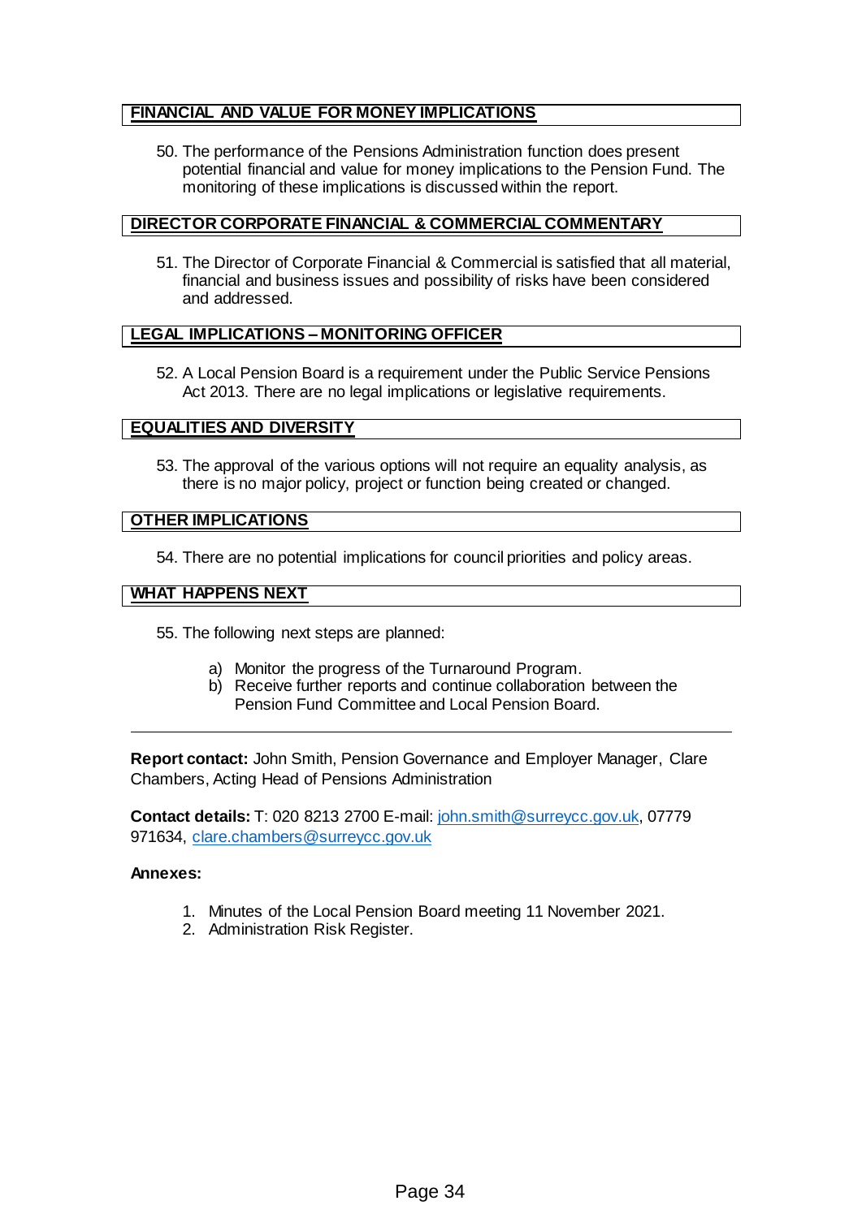## FINANCIAL AND VALUE FOR MONEY IMPLICATIONS

50. The performance of the Pensions Administration function does present potential financial and value for money implications to the Pension Fund. The monitoring of these implications is discussed within the report.

## DIRECTOR CORPORATE FINANCIAL & COMMERCIAL COMMENTARY

51. The Director of Corporate Financial & Commercial is satisfied that all material, financial and business issues and possibility of risks have been considered and addressed.

## LEGAL IMPLICATIONS – MONITORING OFFICER

52. A Local Pension Board is a requirement under the Public Service Pensions Act 2013. There are no legal implications or legislative requirements.

## EQUALITIES AND DIVERSITY

53. The approval of the various options will not require an equality analysis, as there is no major policy, project or function being created or changed.

## OTHER IMPLICATIONS

54. There are no potential implications for council priorities and policy areas.

## WHAT HAPPENS NEXT

55. The following next steps are planned:

    a) Monitor the progress of the Turnaround Program.
    b) Receive further reports and continue collaboration between the Pension Fund Committee and Local Pension Board.

---

**Report contact:** John Smith, Pension Governance and Employer Manager, Clare Chambers, Acting Head of Pensions Administration

**Contact details:** T: 020 8213 2700 E-mail: john.smith@surreycc.gov.uk, 07779 971634, clare.chambers@surreycc.gov.uk

**Annexes:**

1. Minutes of the Local Pension Board meeting 11 November 2021.
2. Administration Risk Register.